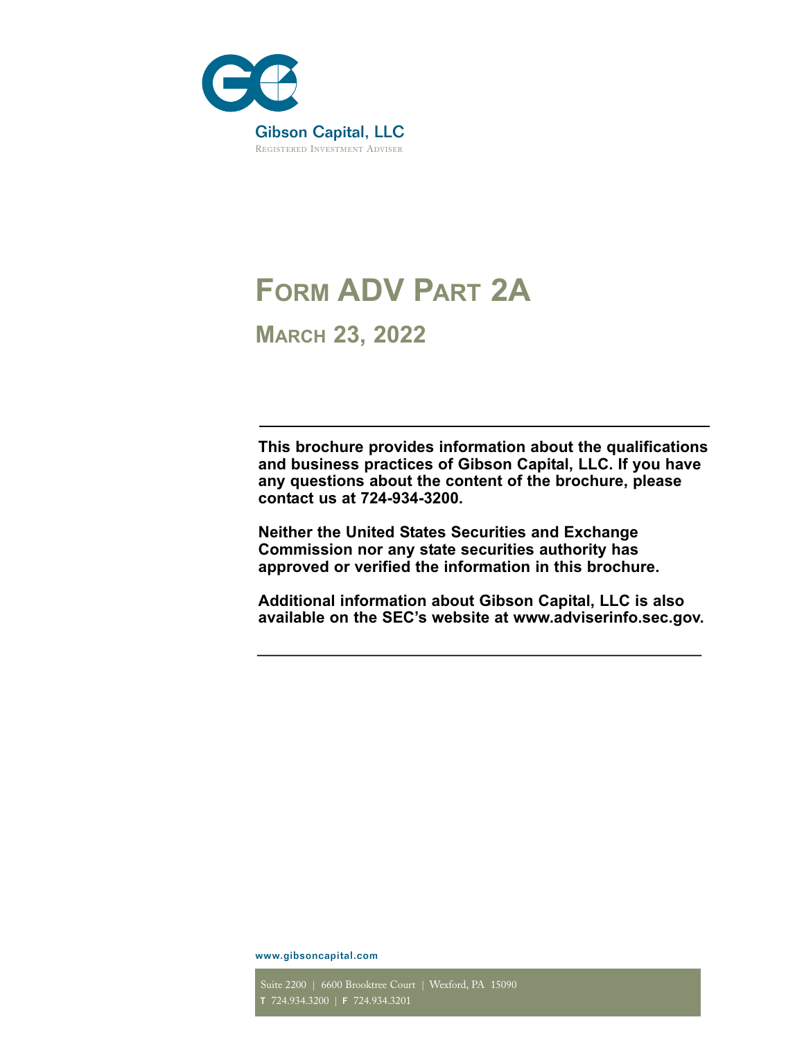Gibson Capital, LLC

Registered Investment Adviser

# Form ADV Part 2A

## March 23, 2022

**This brochure provides information about the qualifications and business practices of Gibson Capital, LLC. If you have any questions about the content of the brochure, please contact us at 724-934-3200.**

**Neither the United States Securities and Exchange Commission nor any state securities authority has approved or verified the information in this brochure.**

**Additional information about Gibson Capital, LLC is also available on the SEC's website at www.adviserinfo.sec.gov.**

www.gibsoncapital.com

Suite 2200 | 6600 Brooktree Court | Wexford, PA 15090

T 724.934.3200 | F 724.934.3201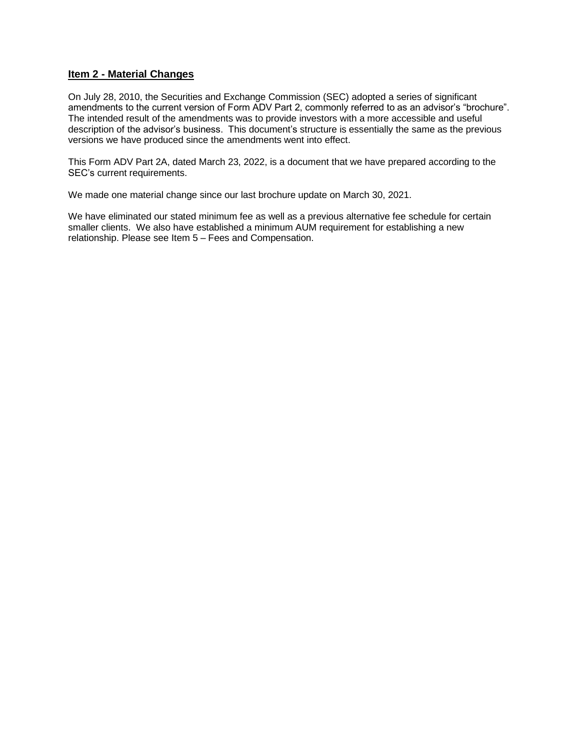## Item 2 - Material Changes

On July 28, 2010, the Securities and Exchange Commission (SEC) adopted a series of significant amendments to the current version of Form ADV Part 2, commonly referred to as an advisor's "brochure". The intended result of the amendments was to provide investors with a more accessible and useful description of the advisor's business. This document's structure is essentially the same as the previous versions we have produced since the amendments went into effect.

This Form ADV Part 2A, dated March 23, 2022, is a document that we have prepared according to the SEC's current requirements.

We made one material change since our last brochure update on March 30, 2021.

We have eliminated our stated minimum fee as well as a previous alternative fee schedule for certain smaller clients. We also have established a minimum AUM requirement for establishing a new relationship. Please see Item 5 – Fees and Compensation.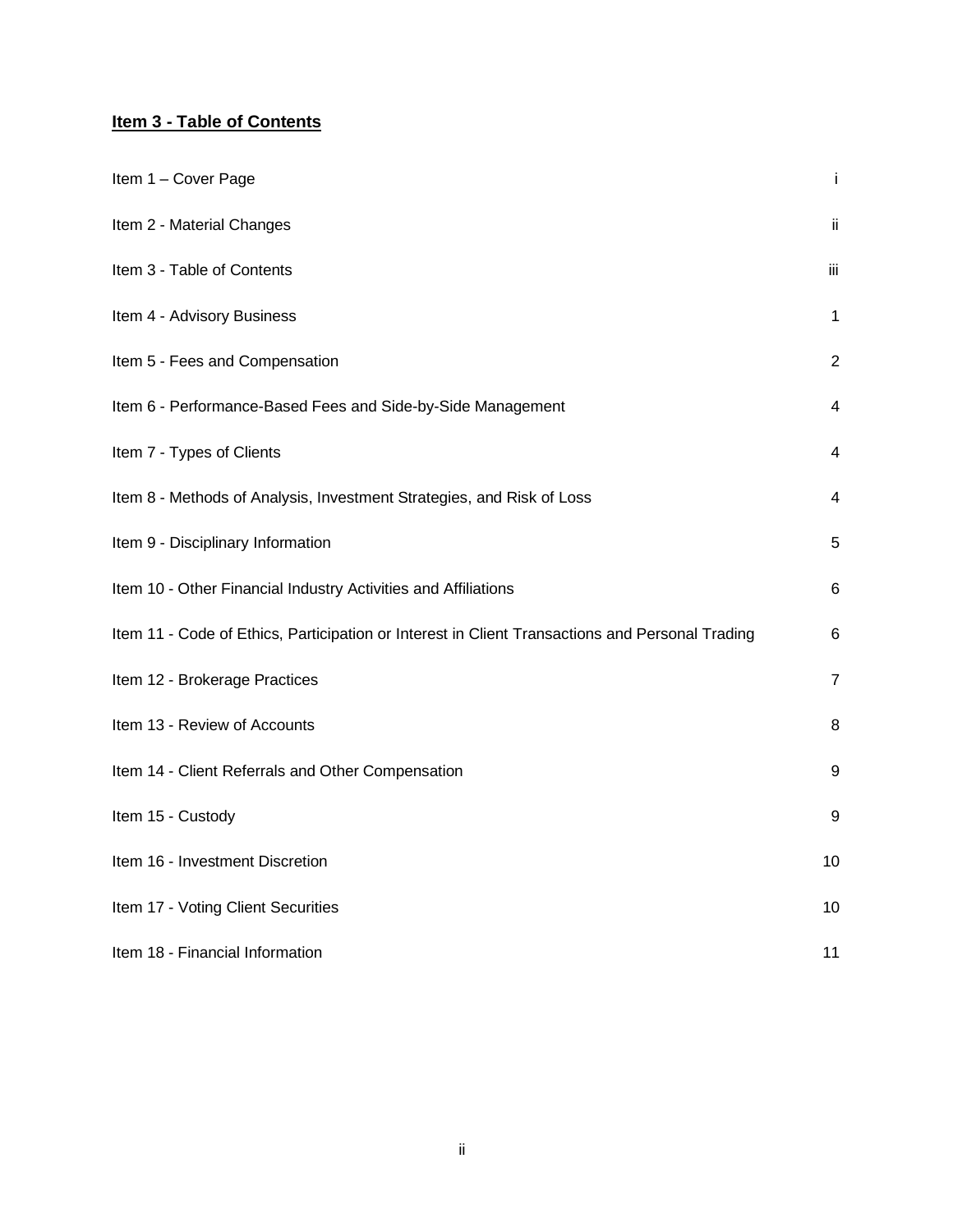## Item 3 - Table of Contents

| | |
|---|---|
| Item 1 – Cover Page | i |
| Item 2 - Material Changes | ii |
| Item 3 - Table of Contents | iii |
| Item 4 - Advisory Business | 1 |
| Item 5 - Fees and Compensation | 2 |
| Item 6 - Performance-Based Fees and Side-by-Side Management | 4 |
| Item 7 - Types of Clients | 4 |
| Item 8 - Methods of Analysis, Investment Strategies, and Risk of Loss | 4 |
| Item 9 - Disciplinary Information | 5 |
| Item 10 - Other Financial Industry Activities and Affiliations | 6 |
| Item 11 - Code of Ethics, Participation or Interest in Client Transactions and Personal Trading | 6 |
| Item 12 - Brokerage Practices | 7 |
| Item 13 - Review of Accounts | 8 |
| Item 14 - Client Referrals and Other Compensation | 9 |
| Item 15 - Custody | 9 |
| Item 16 - Investment Discretion | 10 |
| Item 17 - Voting Client Securities | 10 |
| Item 18 - Financial Information | 11 |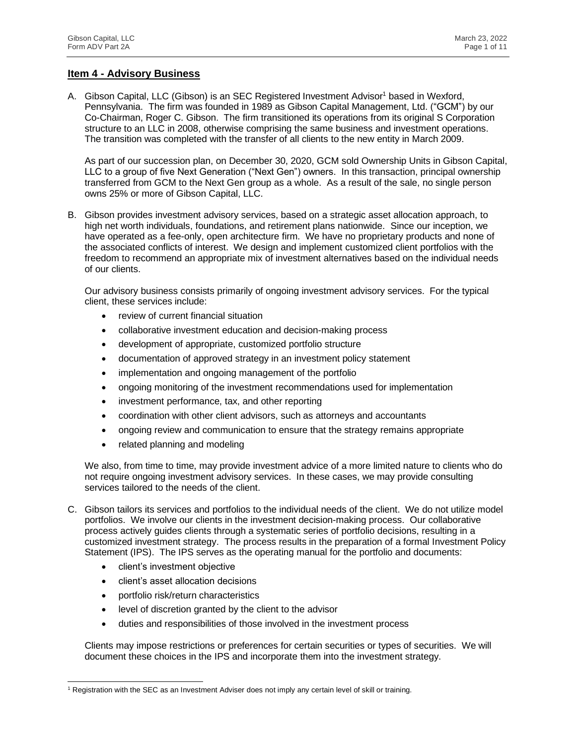## **Item 4 - Advisory Business**

A. Gibson Capital, LLC (Gibson) is an SEC Registered Investment Advisor[1] based in Wexford, Pennsylvania. The firm was founded in 1989 as Gibson Capital Management, Ltd. ("GCM") by our Co-Chairman, Roger C. Gibson. The firm transitioned its operations from its original S Corporation structure to an LLC in 2008, otherwise comprising the same business and investment operations. The transition was completed with the transfer of all clients to the new entity in March 2009.

   As part of our succession plan, on December 30, 2020, GCM sold Ownership Units in Gibson Capital, LLC to a group of five Next Generation ("Next Gen") owners. In this transaction, principal ownership transferred from GCM to the Next Gen group as a whole. As a result of the sale, no single person owns 25% or more of Gibson Capital, LLC.

B. Gibson provides investment advisory services, based on a strategic asset allocation approach, to high net worth individuals, foundations, and retirement plans nationwide. Since our inception, we have operated as a fee-only, open architecture firm. We have no proprietary products and none of the associated conflicts of interest. We design and implement customized client portfolios with the freedom to recommend an appropriate mix of investment alternatives based on the individual needs of our clients.

   Our advisory business consists primarily of ongoing investment advisory services. For the typical client, these services include:

   - review of current financial situation
   - collaborative investment education and decision-making process
   - development of appropriate, customized portfolio structure
   - documentation of approved strategy in an investment policy statement
   - implementation and ongoing management of the portfolio
   - ongoing monitoring of the investment recommendations used for implementation
   - investment performance, tax, and other reporting
   - coordination with other client advisors, such as attorneys and accountants
   - ongoing review and communication to ensure that the strategy remains appropriate
   - related planning and modeling

   We also, from time to time, may provide investment advice of a more limited nature to clients who do not require ongoing investment advisory services. In these cases, we may provide consulting services tailored to the needs of the client.

C. Gibson tailors its services and portfolios to the individual needs of the client. We do not utilize model portfolios. We involve our clients in the investment decision-making process. Our collaborative process actively guides clients through a systematic series of portfolio decisions, resulting in a customized investment strategy. The process results in the preparation of a formal Investment Policy Statement (IPS). The IPS serves as the operating manual for the portfolio and documents:

   - client's investment objective
   - client's asset allocation decisions
   - portfolio risk/return characteristics
   - level of discretion granted by the client to the advisor
   - duties and responsibilities of those involved in the investment process

   Clients may impose restrictions or preferences for certain securities or types of securities. We will document these choices in the IPS and incorporate them into the investment strategy.

[1] Registration with the SEC as an Investment Adviser does not imply any certain level of skill or training.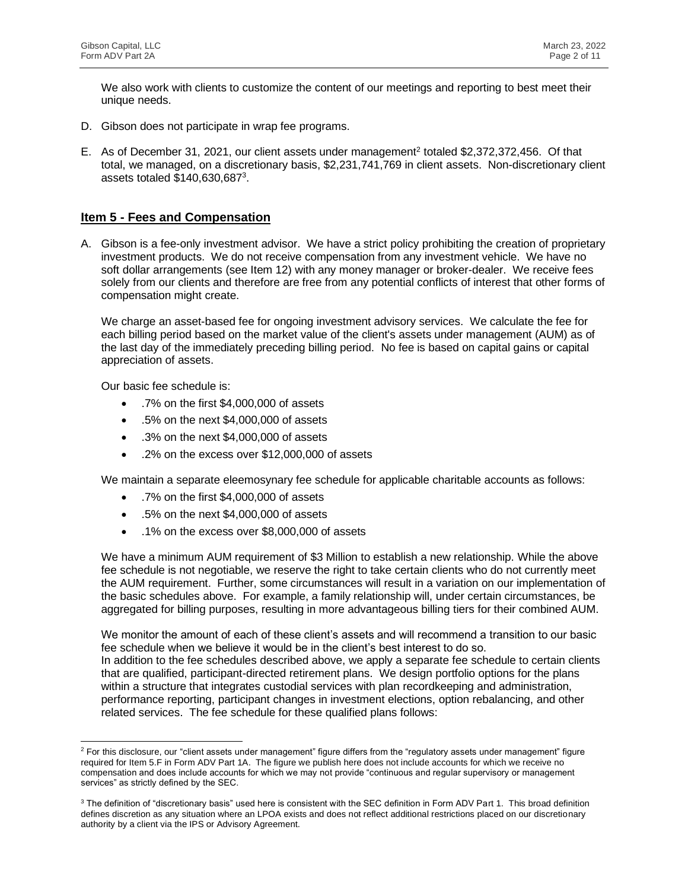We also work with clients to customize the content of our meetings and reporting to best meet their unique needs.

D. Gibson does not participate in wrap fee programs.

E. As of December 31, 2021, our client assets under management[2] totaled $2,372,372,456. Of that total, we managed, on a discretionary basis, $2,231,741,769 in client assets. Non-discretionary client assets totaled $140,630,687[3].

## Item 5 - Fees and Compensation

A. Gibson is a fee-only investment advisor. We have a strict policy prohibiting the creation of proprietary investment products. We do not receive compensation from any investment vehicle. We have no soft dollar arrangements (see Item 12) with any money manager or broker-dealer. We receive fees solely from our clients and therefore are free from any potential conflicts of interest that other forms of compensation might create.

We charge an asset-based fee for ongoing investment advisory services. We calculate the fee for each billing period based on the market value of the client's assets under management (AUM) as of the last day of the immediately preceding billing period. No fee is based on capital gains or capital appreciation of assets.

Our basic fee schedule is:

- .7% on the first $4,000,000 of assets
- .5% on the next $4,000,000 of assets
- .3% on the next $4,000,000 of assets
- .2% on the excess over $12,000,000 of assets

We maintain a separate eleemosynary fee schedule for applicable charitable accounts as follows:

- .7% on the first $4,000,000 of assets
- .5% on the next $4,000,000 of assets
- .1% on the excess over $8,000,000 of assets

We have a minimum AUM requirement of $3 Million to establish a new relationship. While the above fee schedule is not negotiable, we reserve the right to take certain clients who do not currently meet the AUM requirement. Further, some circumstances will result in a variation on our implementation of the basic schedules above. For example, a family relationship will, under certain circumstances, be aggregated for billing purposes, resulting in more advantageous billing tiers for their combined AUM.

We monitor the amount of each of these client's assets and will recommend a transition to our basic fee schedule when we believe it would be in the client's best interest to do so.
In addition to the fee schedules described above, we apply a separate fee schedule to certain clients that are qualified, participant-directed retirement plans. We design portfolio options for the plans within a structure that integrates custodial services with plan recordkeeping and administration, performance reporting, participant changes in investment elections, option rebalancing, and other related services. The fee schedule for these qualified plans follows:

---

[2] For this disclosure, our "client assets under management" figure differs from the "regulatory assets under management" figure required for Item 5.F in Form ADV Part 1A. The figure we publish here does not include accounts for which we receive no compensation and does include accounts for which we may not provide "continuous and regular supervisory or management services" as strictly defined by the SEC.

[3] The definition of "discretionary basis" used here is consistent with the SEC definition in Form ADV Part 1. This broad definition defines discretion as any situation where an LPOA exists and does not reflect additional restrictions placed on our discretionary authority by a client via the IPS or Advisory Agreement.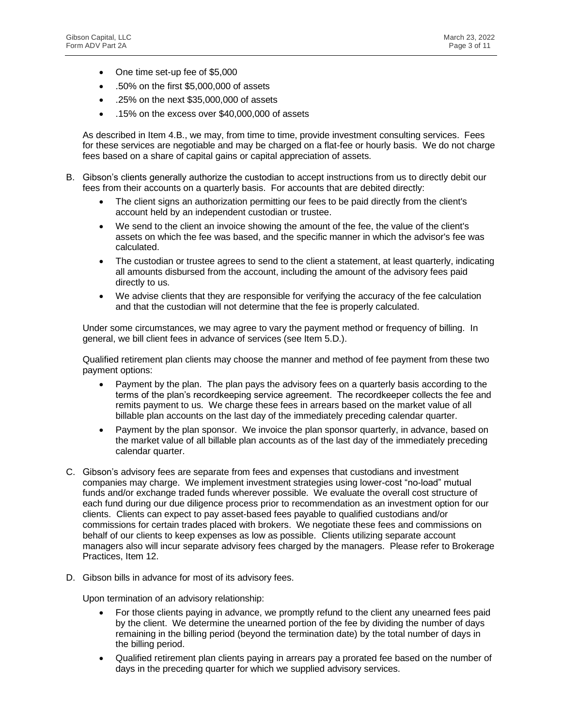- One time set-up fee of $5,000
- .50% on the first $5,000,000 of assets
- .25% on the next $35,000,000 of assets
- .15% on the excess over $40,000,000 of assets

As described in Item 4.B., we may, from time to time, provide investment consulting services. Fees for these services are negotiable and may be charged on a flat-fee or hourly basis. We do not charge fees based on a share of capital gains or capital appreciation of assets.

B. Gibson's clients generally authorize the custodian to accept instructions from us to directly debit our fees from their accounts on a quarterly basis. For accounts that are debited directly:

   - The client signs an authorization permitting our fees to be paid directly from the client's account held by an independent custodian or trustee.
   - We send to the client an invoice showing the amount of the fee, the value of the client's assets on which the fee was based, and the specific manner in which the advisor's fee was calculated.
   - The custodian or trustee agrees to send to the client a statement, at least quarterly, indicating all amounts disbursed from the account, including the amount of the advisory fees paid directly to us.
   - We advise clients that they are responsible for verifying the accuracy of the fee calculation and that the custodian will not determine that the fee is properly calculated.

   Under some circumstances, we may agree to vary the payment method or frequency of billing. In general, we bill client fees in advance of services (see Item 5.D.).

   Qualified retirement plan clients may choose the manner and method of fee payment from these two payment options:

   - Payment by the plan. The plan pays the advisory fees on a quarterly basis according to the terms of the plan's recordkeeping service agreement. The recordkeeper collects the fee and remits payment to us. We charge these fees in arrears based on the market value of all billable plan accounts on the last day of the immediately preceding calendar quarter.
   - Payment by the plan sponsor. We invoice the plan sponsor quarterly, in advance, based on the market value of all billable plan accounts as of the last day of the immediately preceding calendar quarter.

C. Gibson's advisory fees are separate from fees and expenses that custodians and investment companies may charge. We implement investment strategies using lower-cost "no-load" mutual funds and/or exchange traded funds wherever possible. We evaluate the overall cost structure of each fund during our due diligence process prior to recommendation as an investment option for our clients. Clients can expect to pay asset-based fees payable to qualified custodians and/or commissions for certain trades placed with brokers. We negotiate these fees and commissions on behalf of our clients to keep expenses as low as possible. Clients utilizing separate account managers also will incur separate advisory fees charged by the managers. Please refer to Brokerage Practices, Item 12.

D. Gibson bills in advance for most of its advisory fees.

   Upon termination of an advisory relationship:

   - For those clients paying in advance, we promptly refund to the client any unearned fees paid by the client. We determine the unearned portion of the fee by dividing the number of days remaining in the billing period (beyond the termination date) by the total number of days in the billing period.
   - Qualified retirement plan clients paying in arrears pay a prorated fee based on the number of days in the preceding quarter for which we supplied advisory services.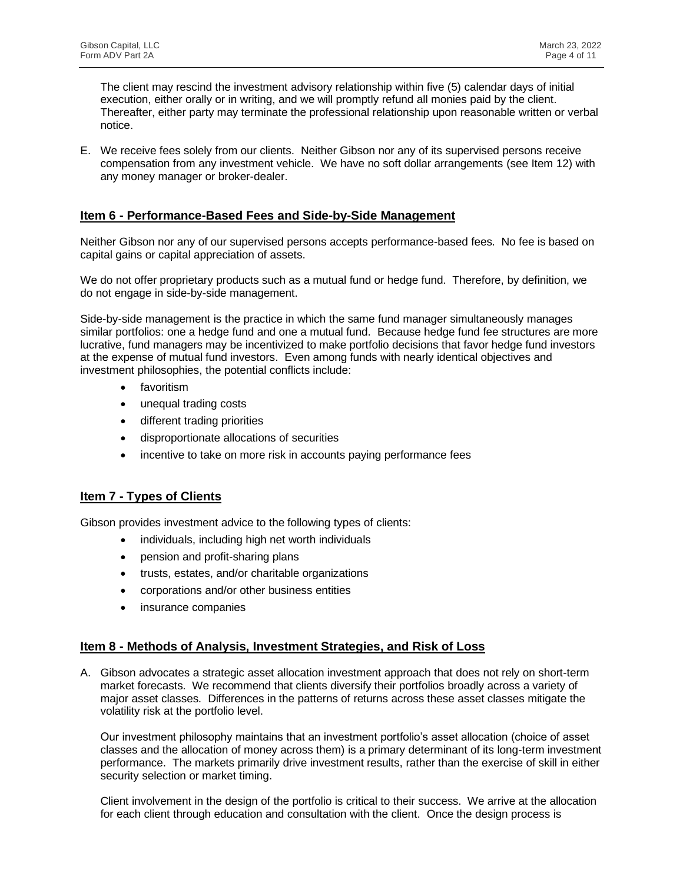The client may rescind the investment advisory relationship within five (5) calendar days of initial execution, either orally or in writing, and we will promptly refund all monies paid by the client. Thereafter, either party may terminate the professional relationship upon reasonable written or verbal notice.

E. We receive fees solely from our clients. Neither Gibson nor any of its supervised persons receive compensation from any investment vehicle. We have no soft dollar arrangements (see Item 12) with any money manager or broker-dealer.

## Item 6 - Performance-Based Fees and Side-by-Side Management

Neither Gibson nor any of our supervised persons accepts performance-based fees. No fee is based on capital gains or capital appreciation of assets.

We do not offer proprietary products such as a mutual fund or hedge fund. Therefore, by definition, we do not engage in side-by-side management.

Side-by-side management is the practice in which the same fund manager simultaneously manages similar portfolios: one a hedge fund and one a mutual fund. Because hedge fund fee structures are more lucrative, fund managers may be incentivized to make portfolio decisions that favor hedge fund investors at the expense of mutual fund investors. Even among funds with nearly identical objectives and investment philosophies, the potential conflicts include:

- favoritism
- unequal trading costs
- different trading priorities
- disproportionate allocations of securities
- incentive to take on more risk in accounts paying performance fees

## Item 7 - Types of Clients

Gibson provides investment advice to the following types of clients:

- individuals, including high net worth individuals
- pension and profit-sharing plans
- trusts, estates, and/or charitable organizations
- corporations and/or other business entities
- insurance companies

## Item 8 - Methods of Analysis, Investment Strategies, and Risk of Loss

A. Gibson advocates a strategic asset allocation investment approach that does not rely on short-term market forecasts. We recommend that clients diversify their portfolios broadly across a variety of major asset classes. Differences in the patterns of returns across these asset classes mitigate the volatility risk at the portfolio level.

Our investment philosophy maintains that an investment portfolio's asset allocation (choice of asset classes and the allocation of money across them) is a primary determinant of its long-term investment performance. The markets primarily drive investment results, rather than the exercise of skill in either security selection or market timing.

Client involvement in the design of the portfolio is critical to their success. We arrive at the allocation for each client through education and consultation with the client. Once the design process is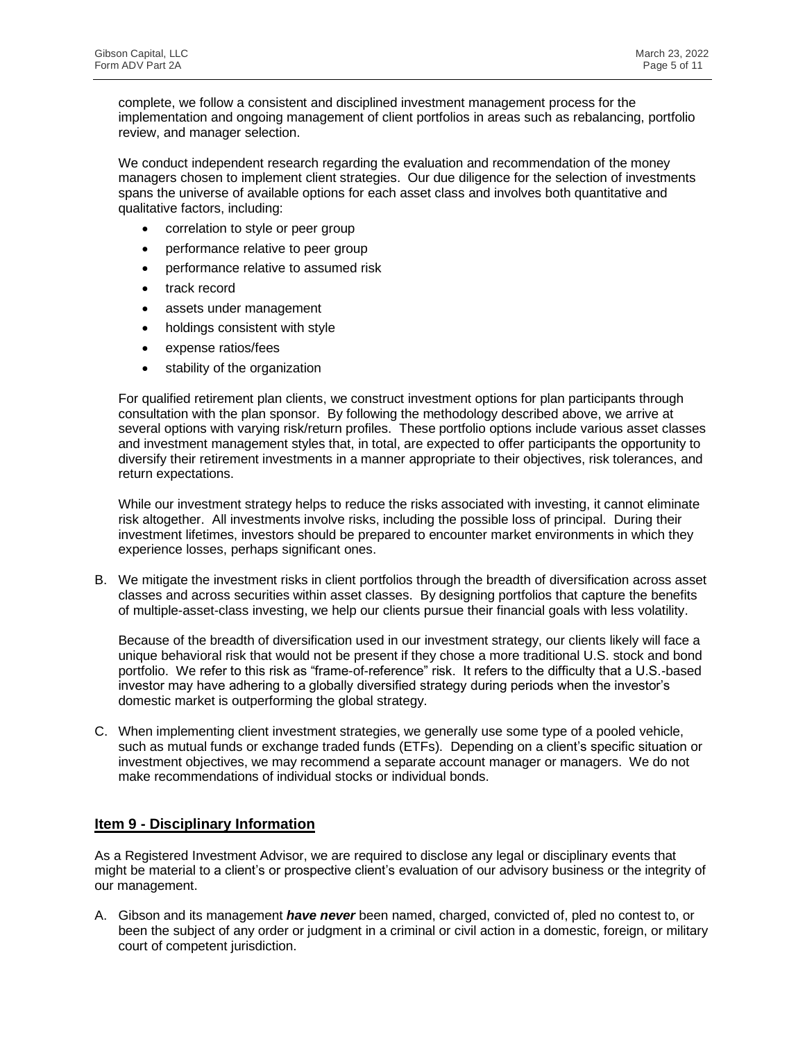complete, we follow a consistent and disciplined investment management process for the implementation and ongoing management of client portfolios in areas such as rebalancing, portfolio review, and manager selection.

We conduct independent research regarding the evaluation and recommendation of the money managers chosen to implement client strategies. Our due diligence for the selection of investments spans the universe of available options for each asset class and involves both quantitative and qualitative factors, including:

- correlation to style or peer group
- performance relative to peer group
- performance relative to assumed risk
- track record
- assets under management
- holdings consistent with style
- expense ratios/fees
- stability of the organization

For qualified retirement plan clients, we construct investment options for plan participants through consultation with the plan sponsor. By following the methodology described above, we arrive at several options with varying risk/return profiles. These portfolio options include various asset classes and investment management styles that, in total, are expected to offer participants the opportunity to diversify their retirement investments in a manner appropriate to their objectives, risk tolerances, and return expectations.

While our investment strategy helps to reduce the risks associated with investing, it cannot eliminate risk altogether. All investments involve risks, including the possible loss of principal. During their investment lifetimes, investors should be prepared to encounter market environments in which they experience losses, perhaps significant ones.

B. We mitigate the investment risks in client portfolios through the breadth of diversification across asset classes and across securities within asset classes. By designing portfolios that capture the benefits of multiple-asset-class investing, we help our clients pursue their financial goals with less volatility.

   Because of the breadth of diversification used in our investment strategy, our clients likely will face a unique behavioral risk that would not be present if they chose a more traditional U.S. stock and bond portfolio. We refer to this risk as "frame-of-reference" risk. It refers to the difficulty that a U.S.-based investor may have adhering to a globally diversified strategy during periods when the investor's domestic market is outperforming the global strategy.

C. When implementing client investment strategies, we generally use some type of a pooled vehicle, such as mutual funds or exchange traded funds (ETFs). Depending on a client's specific situation or investment objectives, we may recommend a separate account manager or managers. We do not make recommendations of individual stocks or individual bonds.

## Item 9 - Disciplinary Information

As a Registered Investment Advisor, we are required to disclose any legal or disciplinary events that might be material to a client's or prospective client's evaluation of our advisory business or the integrity of our management.

A. Gibson and its management ***have never*** been named, charged, convicted of, pled no contest to, or been the subject of any order or judgment in a criminal or civil action in a domestic, foreign, or military court of competent jurisdiction.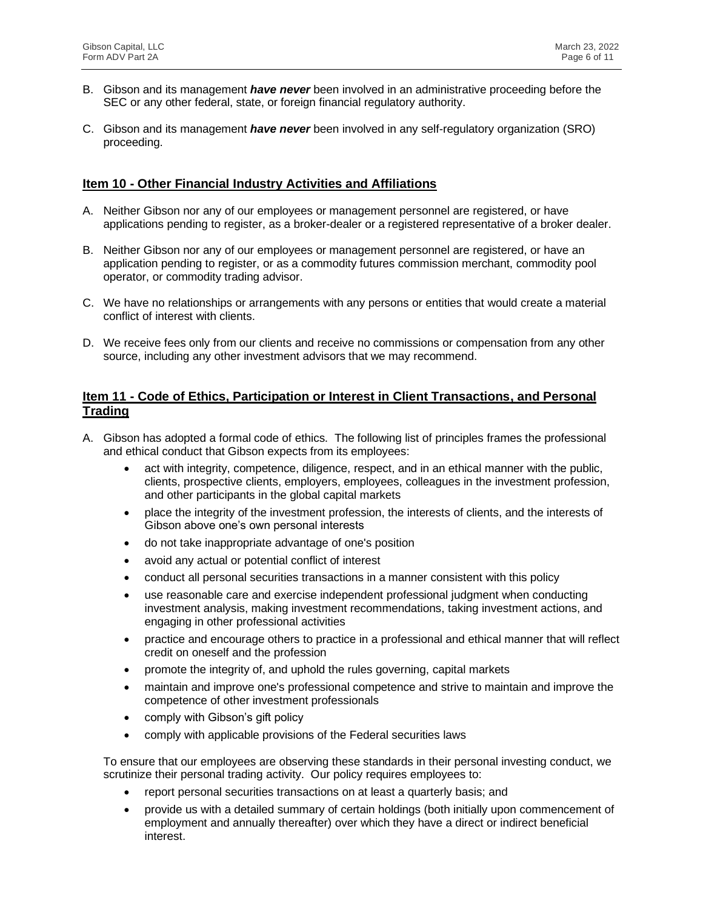B. Gibson and its management ***have never*** been involved in an administrative proceeding before the SEC or any other federal, state, or foreign financial regulatory authority.

C. Gibson and its management ***have never*** been involved in any self-regulatory organization (SRO) proceeding.

## Item 10 - Other Financial Industry Activities and Affiliations

A. Neither Gibson nor any of our employees or management personnel are registered, or have applications pending to register, as a broker-dealer or a registered representative of a broker dealer.

B. Neither Gibson nor any of our employees or management personnel are registered, or have an application pending to register, or as a commodity futures commission merchant, commodity pool operator, or commodity trading advisor.

C. We have no relationships or arrangements with any persons or entities that would create a material conflict of interest with clients.

D. We receive fees only from our clients and receive no commissions or compensation from any other source, including any other investment advisors that we may recommend.

## Item 11 - Code of Ethics, Participation or Interest in Client Transactions, and Personal Trading

A. Gibson has adopted a formal code of ethics. The following list of principles frames the professional and ethical conduct that Gibson expects from its employees:

- act with integrity, competence, diligence, respect, and in an ethical manner with the public, clients, prospective clients, employers, employees, colleagues in the investment profession, and other participants in the global capital markets
- place the integrity of the investment profession, the interests of clients, and the interests of Gibson above one's own personal interests
- do not take inappropriate advantage of one's position
- avoid any actual or potential conflict of interest
- conduct all personal securities transactions in a manner consistent with this policy
- use reasonable care and exercise independent professional judgment when conducting investment analysis, making investment recommendations, taking investment actions, and engaging in other professional activities
- practice and encourage others to practice in a professional and ethical manner that will reflect credit on oneself and the profession
- promote the integrity of, and uphold the rules governing, capital markets
- maintain and improve one's professional competence and strive to maintain and improve the competence of other investment professionals
- comply with Gibson's gift policy
- comply with applicable provisions of the Federal securities laws

To ensure that our employees are observing these standards in their personal investing conduct, we scrutinize their personal trading activity. Our policy requires employees to:

- report personal securities transactions on at least a quarterly basis; and
- provide us with a detailed summary of certain holdings (both initially upon commencement of employment and annually thereafter) over which they have a direct or indirect beneficial interest.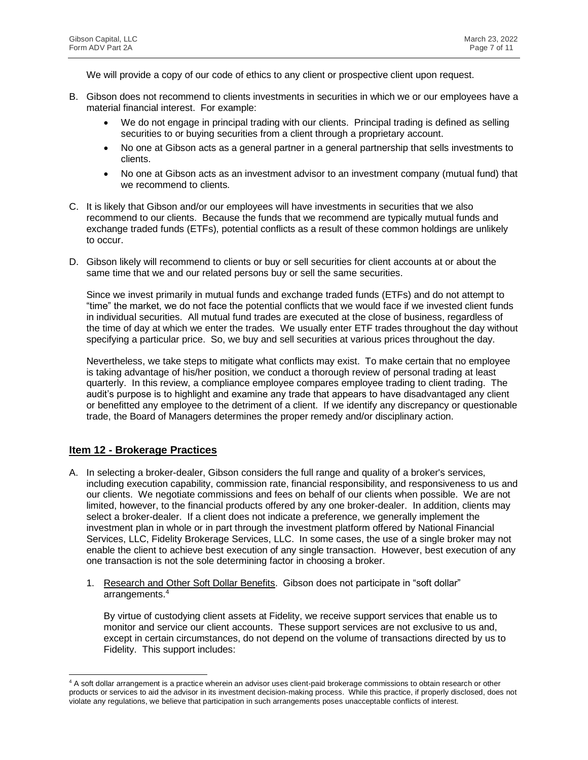We will provide a copy of our code of ethics to any client or prospective client upon request.

B. Gibson does not recommend to clients investments in securities in which we or our employees have a material financial interest. For example:

- We do not engage in principal trading with our clients. Principal trading is defined as selling securities to or buying securities from a client through a proprietary account.
- No one at Gibson acts as a general partner in a general partnership that sells investments to clients.
- No one at Gibson acts as an investment advisor to an investment company (mutual fund) that we recommend to clients.

C. It is likely that Gibson and/or our employees will have investments in securities that we also recommend to our clients. Because the funds that we recommend are typically mutual funds and exchange traded funds (ETFs), potential conflicts as a result of these common holdings are unlikely to occur.

D. Gibson likely will recommend to clients or buy or sell securities for client accounts at or about the same time that we and our related persons buy or sell the same securities.

Since we invest primarily in mutual funds and exchange traded funds (ETFs) and do not attempt to "time" the market, we do not face the potential conflicts that we would face if we invested client funds in individual securities. All mutual fund trades are executed at the close of business, regardless of the time of day at which we enter the trades. We usually enter ETF trades throughout the day without specifying a particular price. So, we buy and sell securities at various prices throughout the day.

Nevertheless, we take steps to mitigate what conflicts may exist. To make certain that no employee is taking advantage of his/her position, we conduct a thorough review of personal trading at least quarterly. In this review, a compliance employee compares employee trading to client trading. The audit's purpose is to highlight and examine any trade that appears to have disadvantaged any client or benefitted any employee to the detriment of a client. If we identify any discrepancy or questionable trade, the Board of Managers determines the proper remedy and/or disciplinary action.

## Item 12 - Brokerage Practices

A. In selecting a broker-dealer, Gibson considers the full range and quality of a broker's services, including execution capability, commission rate, financial responsibility, and responsiveness to us and our clients. We negotiate commissions and fees on behalf of our clients when possible. We are not limited, however, to the financial products offered by any one broker-dealer. In addition, clients may select a broker-dealer. If a client does not indicate a preference, we generally implement the investment plan in whole or in part through the investment platform offered by National Financial Services, LLC, Fidelity Brokerage Services, LLC. In some cases, the use of a single broker may not enable the client to achieve best execution of any single transaction. However, best execution of any one transaction is not the sole determining factor in choosing a broker.

1. Research and Other Soft Dollar Benefits. Gibson does not participate in "soft dollar" arrangements.[4]

   By virtue of custodying client assets at Fidelity, we receive support services that enable us to monitor and service our client accounts. These support services are not exclusive to us and, except in certain circumstances, do not depend on the volume of transactions directed by us to Fidelity. This support includes:

[4] A soft dollar arrangement is a practice wherein an advisor uses client-paid brokerage commissions to obtain research or other products or services to aid the advisor in its investment decision-making process. While this practice, if properly disclosed, does not violate any regulations, we believe that participation in such arrangements poses unacceptable conflicts of interest.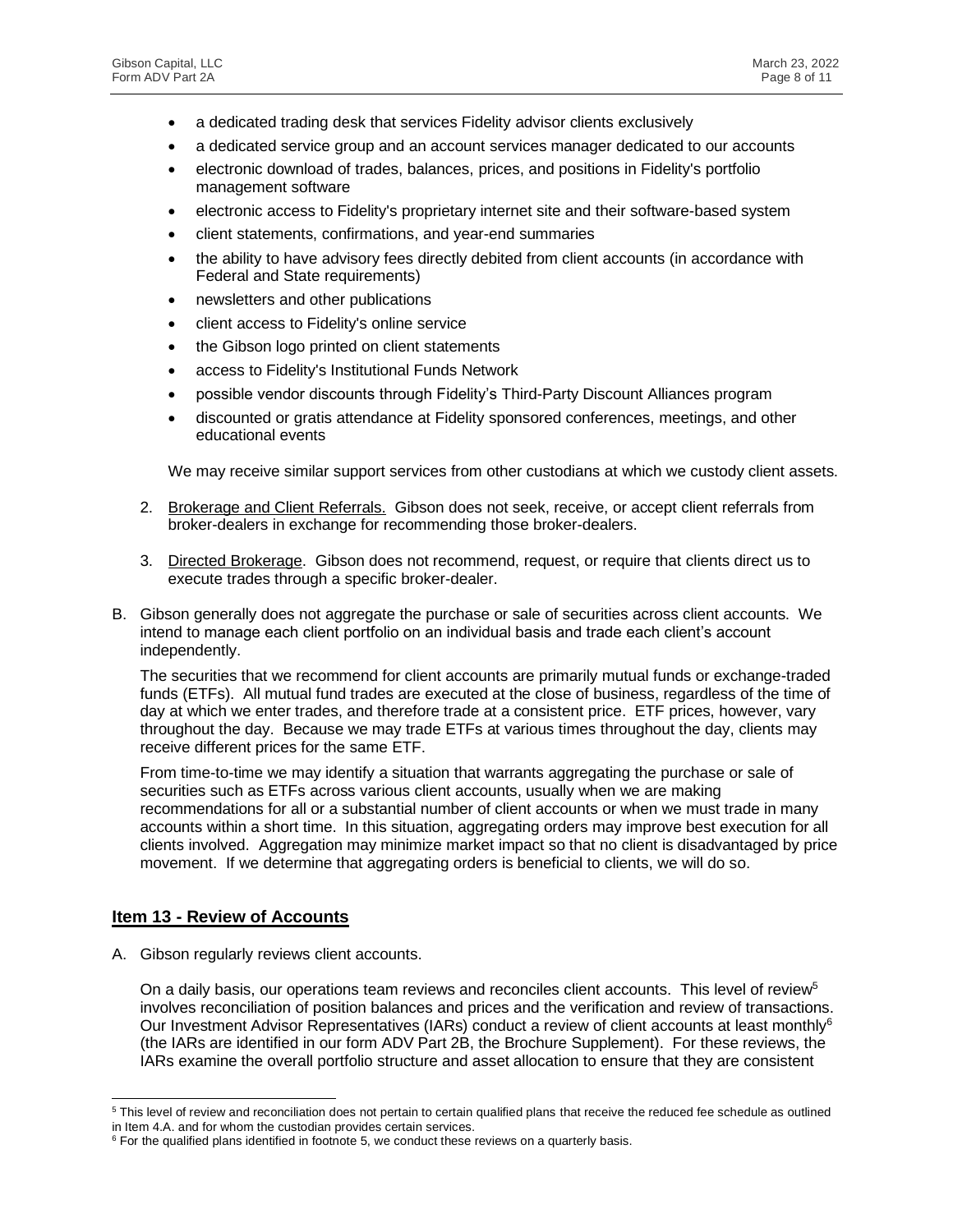- a dedicated trading desk that services Fidelity advisor clients exclusively
- a dedicated service group and an account services manager dedicated to our accounts
- electronic download of trades, balances, prices, and positions in Fidelity's portfolio management software
- electronic access to Fidelity's proprietary internet site and their software-based system
- client statements, confirmations, and year-end summaries
- the ability to have advisory fees directly debited from client accounts (in accordance with Federal and State requirements)
- newsletters and other publications
- client access to Fidelity's online service
- the Gibson logo printed on client statements
- access to Fidelity's Institutional Funds Network
- possible vendor discounts through Fidelity's Third-Party Discount Alliances program
- discounted or gratis attendance at Fidelity sponsored conferences, meetings, and other educational events

We may receive similar support services from other custodians at which we custody client assets.

2. Brokerage and Client Referrals. Gibson does not seek, receive, or accept client referrals from broker-dealers in exchange for recommending those broker-dealers.

3. Directed Brokerage. Gibson does not recommend, request, or require that clients direct us to execute trades through a specific broker-dealer.

B. Gibson generally does not aggregate the purchase or sale of securities across client accounts. We intend to manage each client portfolio on an individual basis and trade each client's account independently.

The securities that we recommend for client accounts are primarily mutual funds or exchange-traded funds (ETFs). All mutual fund trades are executed at the close of business, regardless of the time of day at which we enter trades, and therefore trade at a consistent price. ETF prices, however, vary throughout the day. Because we may trade ETFs at various times throughout the day, clients may receive different prices for the same ETF.

From time-to-time we may identify a situation that warrants aggregating the purchase or sale of securities such as ETFs across various client accounts, usually when we are making recommendations for all or a substantial number of client accounts or when we must trade in many accounts within a short time. In this situation, aggregating orders may improve best execution for all clients involved. Aggregation may minimize market impact so that no client is disadvantaged by price movement. If we determine that aggregating orders is beneficial to clients, we will do so.

## Item 13 - Review of Accounts

A. Gibson regularly reviews client accounts.

On a daily basis, our operations team reviews and reconciles client accounts. This level of review[5] involves reconciliation of position balances and prices and the verification and review of transactions. Our Investment Advisor Representatives (IARs) conduct a review of client accounts at least monthly[6] (the IARs are identified in our form ADV Part 2B, the Brochure Supplement). For these reviews, the IARs examine the overall portfolio structure and asset allocation to ensure that they are consistent

---

[5] This level of review and reconciliation does not pertain to certain qualified plans that receive the reduced fee schedule as outlined in Item 4.A. and for whom the custodian provides certain services.

[6] For the qualified plans identified in footnote 5, we conduct these reviews on a quarterly basis.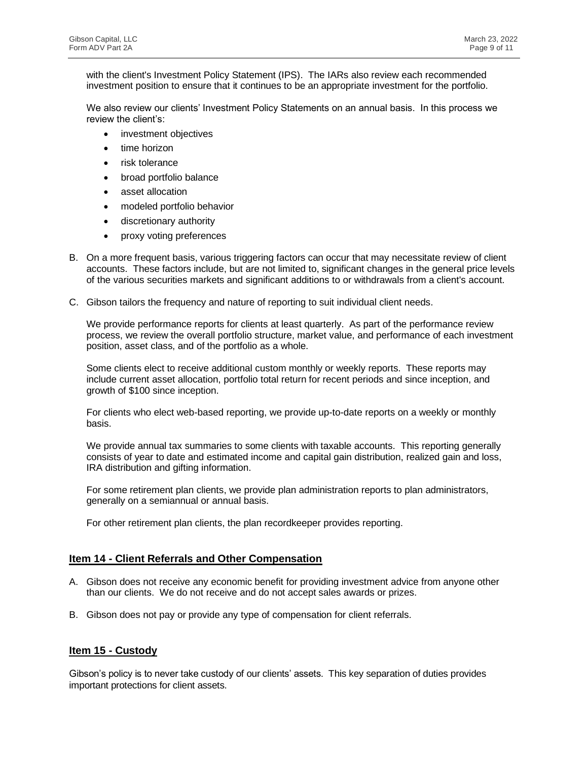with the client's Investment Policy Statement (IPS). The IARs also review each recommended investment position to ensure that it continues to be an appropriate investment for the portfolio.

We also review our clients' Investment Policy Statements on an annual basis. In this process we review the client's:

- investment objectives
- time horizon
- risk tolerance
- broad portfolio balance
- asset allocation
- modeled portfolio behavior
- discretionary authority
- proxy voting preferences

B. On a more frequent basis, various triggering factors can occur that may necessitate review of client accounts. These factors include, but are not limited to, significant changes in the general price levels of the various securities markets and significant additions to or withdrawals from a client's account.

C. Gibson tailors the frequency and nature of reporting to suit individual client needs.

We provide performance reports for clients at least quarterly. As part of the performance review process, we review the overall portfolio structure, market value, and performance of each investment position, asset class, and of the portfolio as a whole.

Some clients elect to receive additional custom monthly or weekly reports. These reports may include current asset allocation, portfolio total return for recent periods and since inception, and growth of $100 since inception.

For clients who elect web-based reporting, we provide up-to-date reports on a weekly or monthly basis.

We provide annual tax summaries to some clients with taxable accounts. This reporting generally consists of year to date and estimated income and capital gain distribution, realized gain and loss, IRA distribution and gifting information.

For some retirement plan clients, we provide plan administration reports to plan administrators, generally on a semiannual or annual basis.

For other retirement plan clients, the plan recordkeeper provides reporting.

## Item 14 - Client Referrals and Other Compensation

A. Gibson does not receive any economic benefit for providing investment advice from anyone other than our clients. We do not receive and do not accept sales awards or prizes.

B. Gibson does not pay or provide any type of compensation for client referrals.

## Item 15 - Custody

Gibson's policy is to never take custody of our clients' assets. This key separation of duties provides important protections for client assets.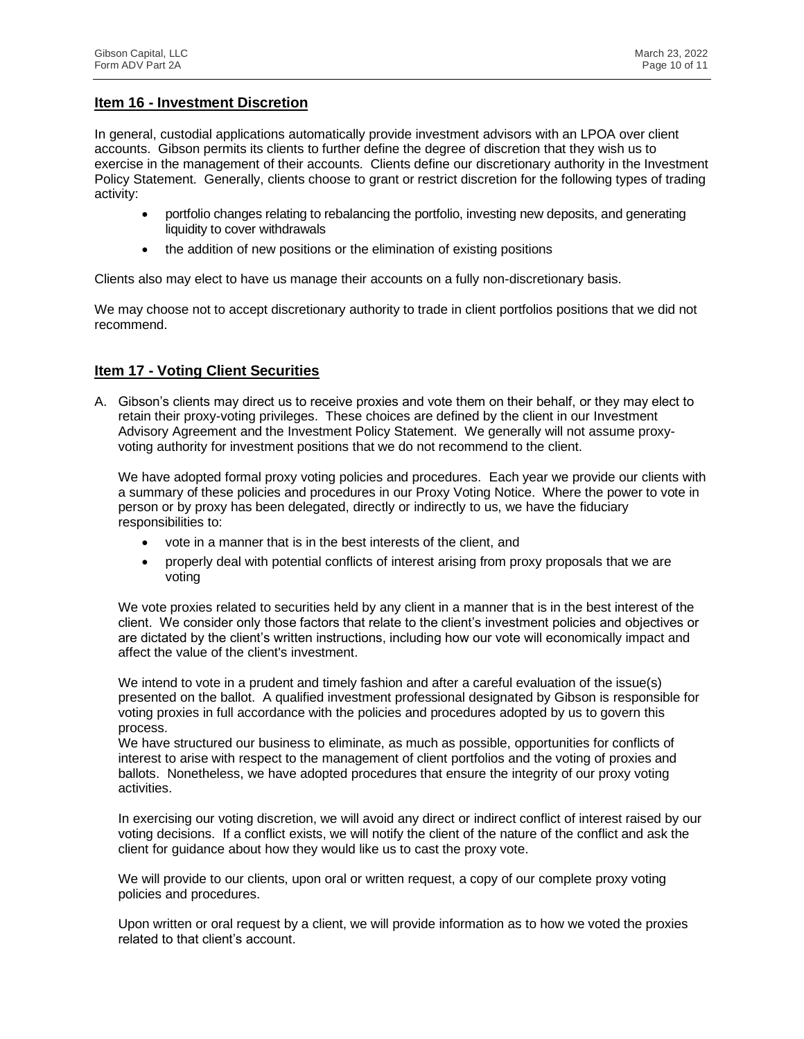## Item 16 - Investment Discretion

In general, custodial applications automatically provide investment advisors with an LPOA over client accounts. Gibson permits its clients to further define the degree of discretion that they wish us to exercise in the management of their accounts. Clients define our discretionary authority in the Investment Policy Statement. Generally, clients choose to grant or restrict discretion for the following types of trading activity:

- portfolio changes relating to rebalancing the portfolio, investing new deposits, and generating liquidity to cover withdrawals
- the addition of new positions or the elimination of existing positions

Clients also may elect to have us manage their accounts on a fully non-discretionary basis.

We may choose not to accept discretionary authority to trade in client portfolios positions that we did not recommend.

## Item 17 - Voting Client Securities

A. Gibson's clients may direct us to receive proxies and vote them on their behalf, or they may elect to retain their proxy-voting privileges. These choices are defined by the client in our Investment Advisory Agreement and the Investment Policy Statement. We generally will not assume proxy-voting authority for investment positions that we do not recommend to the client.

We have adopted formal proxy voting policies and procedures. Each year we provide our clients with a summary of these policies and procedures in our Proxy Voting Notice. Where the power to vote in person or by proxy has been delegated, directly or indirectly to us, we have the fiduciary responsibilities to:

- vote in a manner that is in the best interests of the client, and
- properly deal with potential conflicts of interest arising from proxy proposals that we are voting

We vote proxies related to securities held by any client in a manner that is in the best interest of the client. We consider only those factors that relate to the client's investment policies and objectives or are dictated by the client's written instructions, including how our vote will economically impact and affect the value of the client's investment.

We intend to vote in a prudent and timely fashion and after a careful evaluation of the issue(s) presented on the ballot. A qualified investment professional designated by Gibson is responsible for voting proxies in full accordance with the policies and procedures adopted by us to govern this process.

We have structured our business to eliminate, as much as possible, opportunities for conflicts of interest to arise with respect to the management of client portfolios and the voting of proxies and ballots. Nonetheless, we have adopted procedures that ensure the integrity of our proxy voting activities.

In exercising our voting discretion, we will avoid any direct or indirect conflict of interest raised by our voting decisions. If a conflict exists, we will notify the client of the nature of the conflict and ask the client for guidance about how they would like us to cast the proxy vote.

We will provide to our clients, upon oral or written request, a copy of our complete proxy voting policies and procedures.

Upon written or oral request by a client, we will provide information as to how we voted the proxies related to that client's account.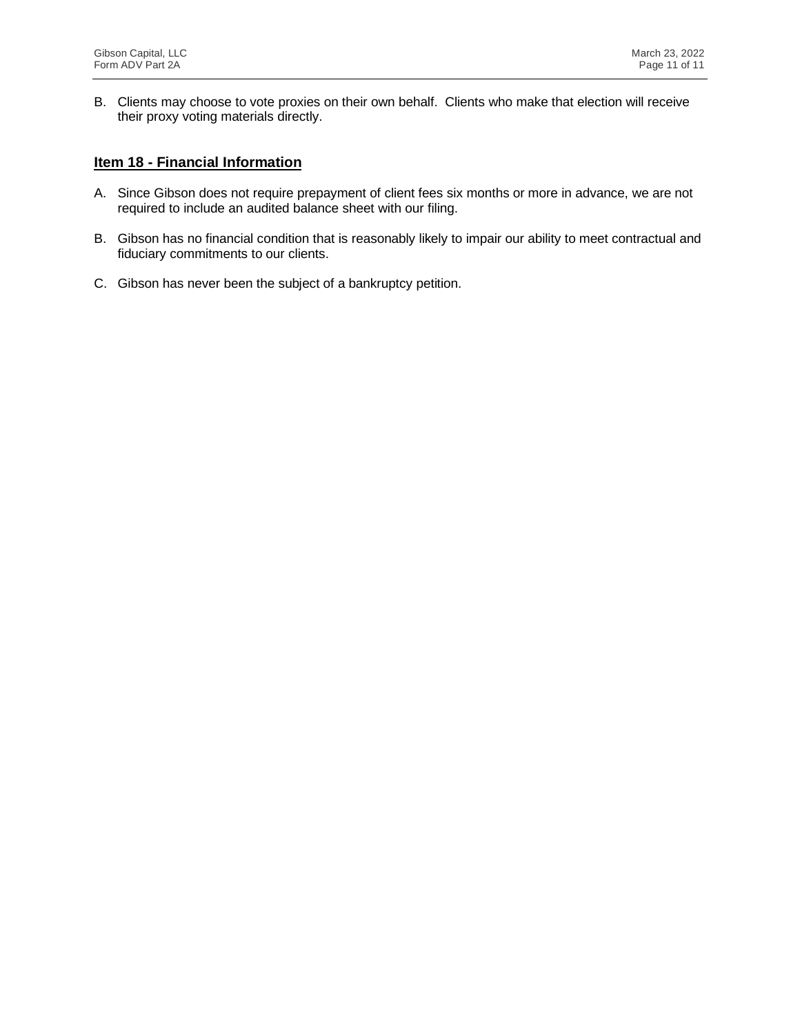B. Clients may choose to vote proxies on their own behalf. Clients who make that election will receive their proxy voting materials directly.

## Item 18 - Financial Information

A. Since Gibson does not require prepayment of client fees six months or more in advance, we are not required to include an audited balance sheet with our filing.

B. Gibson has no financial condition that is reasonably likely to impair our ability to meet contractual and fiduciary commitments to our clients.

C. Gibson has never been the subject of a bankruptcy petition.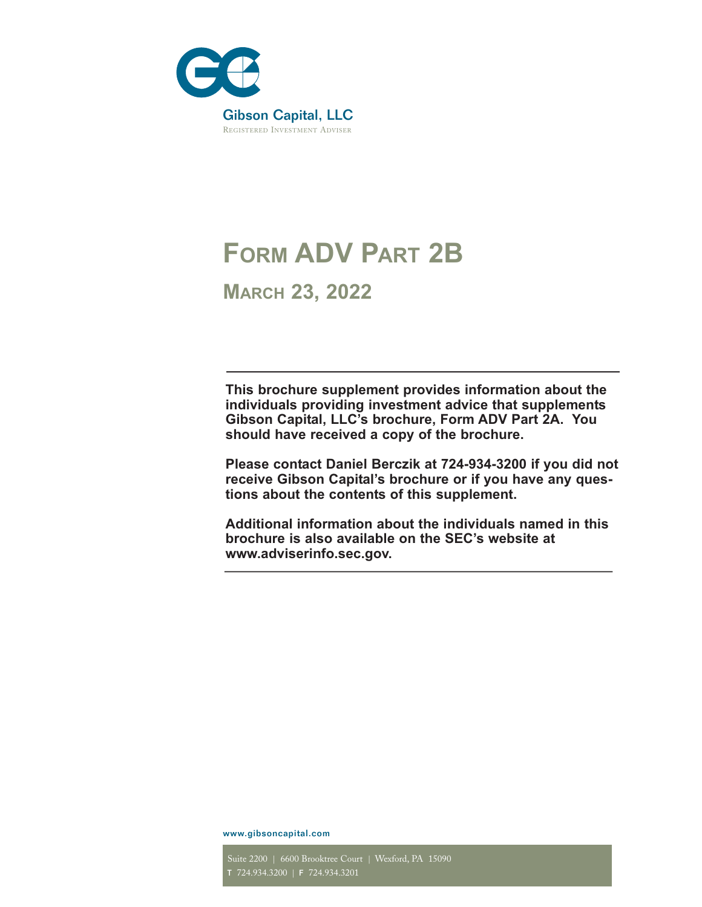Gibson Capital, LLC

Registered Investment Adviser

# Form ADV Part 2B

## March 23, 2022

**This brochure supplement provides information about the individuals providing investment advice that supplements Gibson Capital, LLC's brochure, Form ADV Part 2A. You should have received a copy of the brochure.**

**Please contact Daniel Berczik at 724-934-3200 if you did not receive Gibson Capital's brochure or if you have any questions about the contents of this supplement.**

**Additional information about the individuals named in this brochure is also available on the SEC's website at www.adviserinfo.sec.gov.**

www.gibsoncapital.com

Suite 2200 | 6600 Brooktree Court | Wexford, PA 15090

T 724.934.3200 | F 724.934.3201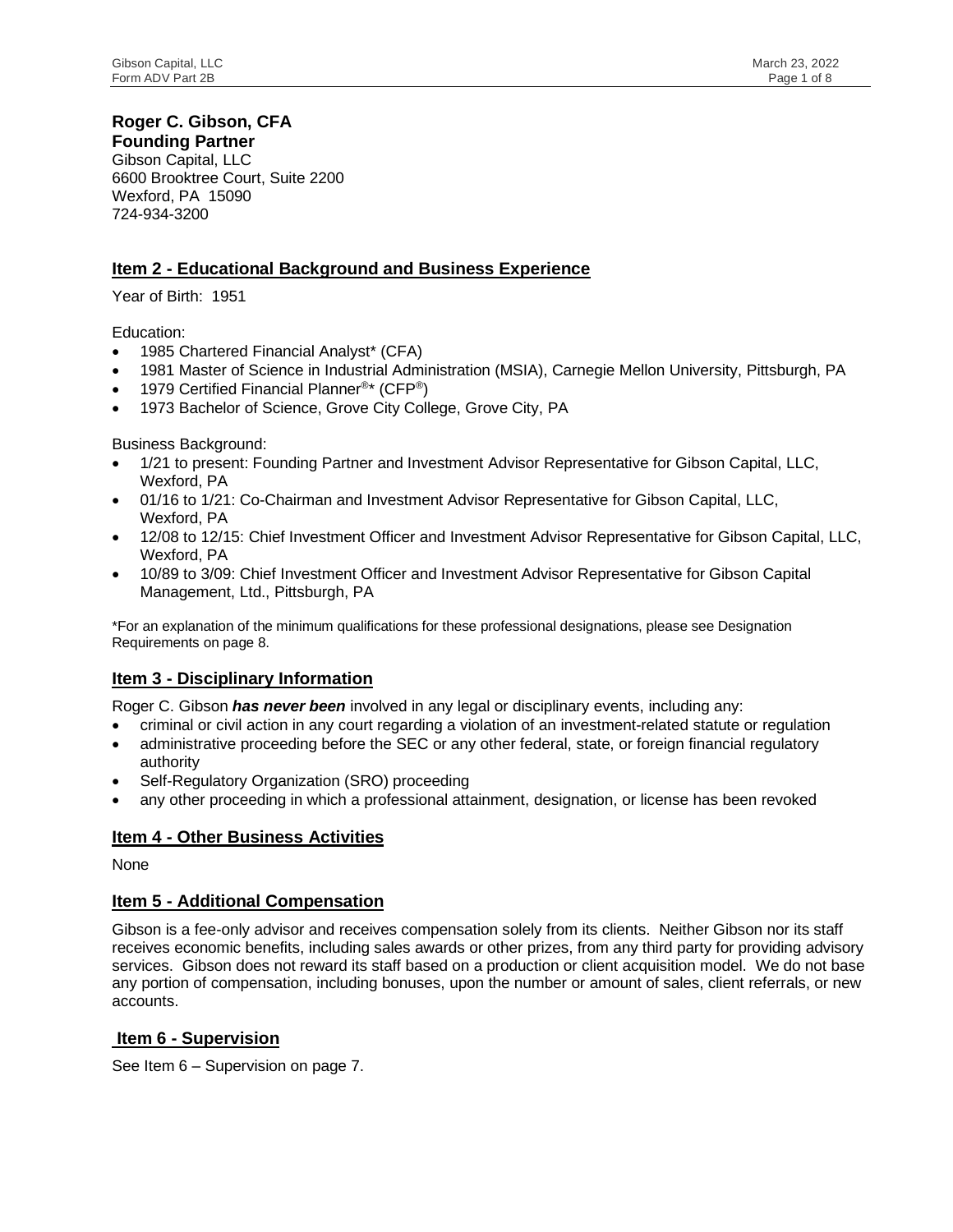**Roger C. Gibson, CFA**
**Founding Partner**
Gibson Capital, LLC
6600 Brooktree Court, Suite 2200
Wexford, PA 15090
724-934-3200

## Item 2 - Educational Background and Business Experience

Year of Birth: 1951

Education:

- 1985 Chartered Financial Analyst* (CFA)
- 1981 Master of Science in Industrial Administration (MSIA), Carnegie Mellon University, Pittsburgh, PA
- 1979 Certified Financial Planner®* (CFP®)
- 1973 Bachelor of Science, Grove City College, Grove City, PA

Business Background:

- 1/21 to present: Founding Partner and Investment Advisor Representative for Gibson Capital, LLC, Wexford, PA
- 01/16 to 1/21: Co-Chairman and Investment Advisor Representative for Gibson Capital, LLC, Wexford, PA
- 12/08 to 12/15: Chief Investment Officer and Investment Advisor Representative for Gibson Capital, LLC, Wexford, PA
- 10/89 to 3/09: Chief Investment Officer and Investment Advisor Representative for Gibson Capital Management, Ltd., Pittsburgh, PA

*For an explanation of the minimum qualifications for these professional designations, please see Designation Requirements on page 8.

## Item 3 - Disciplinary Information

Roger C. Gibson ***has never been*** involved in any legal or disciplinary events, including any:

- criminal or civil action in any court regarding a violation of an investment-related statute or regulation
- administrative proceeding before the SEC or any other federal, state, or foreign financial regulatory authority
- Self-Regulatory Organization (SRO) proceeding
- any other proceeding in which a professional attainment, designation, or license has been revoked

## Item 4 - Other Business Activities

None

## Item 5 - Additional Compensation

Gibson is a fee-only advisor and receives compensation solely from its clients. Neither Gibson nor its staff receives economic benefits, including sales awards or other prizes, from any third party for providing advisory services. Gibson does not reward its staff based on a production or client acquisition model. We do not base any portion of compensation, including bonuses, upon the number or amount of sales, client referrals, or new accounts.

## Item 6 - Supervision

See Item 6 – Supervision on page 7.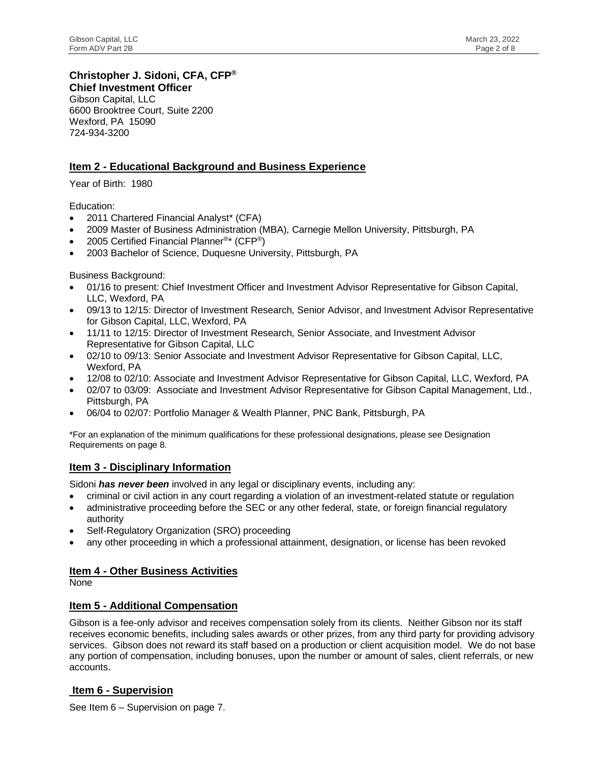**Christopher J. Sidoni, CFA, CFP®**
**Chief Investment Officer**
Gibson Capital, LLC
6600 Brooktree Court, Suite 2200
Wexford, PA 15090
724-934-3200

## Item 2 - Educational Background and Business Experience

Year of Birth: 1980

Education:

- 2011 Chartered Financial Analyst* (CFA)
- 2009 Master of Business Administration (MBA), Carnegie Mellon University, Pittsburgh, PA
- 2005 Certified Financial Planner®* (CFP®)
- 2003 Bachelor of Science, Duquesne University, Pittsburgh, PA

Business Background:

- 01/16 to present: Chief Investment Officer and Investment Advisor Representative for Gibson Capital, LLC, Wexford, PA
- 09/13 to 12/15: Director of Investment Research, Senior Advisor, and Investment Advisor Representative for Gibson Capital, LLC, Wexford, PA
- 11/11 to 12/15: Director of Investment Research, Senior Associate, and Investment Advisor Representative for Gibson Capital, LLC
- 02/10 to 09/13: Senior Associate and Investment Advisor Representative for Gibson Capital, LLC, Wexford, PA
- 12/08 to 02/10: Associate and Investment Advisor Representative for Gibson Capital, LLC, Wexford, PA
- 02/07 to 03/09: Associate and Investment Advisor Representative for Gibson Capital Management, Ltd., Pittsburgh, PA
- 06/04 to 02/07: Portfolio Manager & Wealth Planner, PNC Bank, Pittsburgh, PA

*For an explanation of the minimum qualifications for these professional designations, please see Designation Requirements on page 8.

## Item 3 - Disciplinary Information

Sidoni ***has never been*** involved in any legal or disciplinary events, including any:

- criminal or civil action in any court regarding a violation of an investment-related statute or regulation
- administrative proceeding before the SEC or any other federal, state, or foreign financial regulatory authority
- Self-Regulatory Organization (SRO) proceeding
- any other proceeding in which a professional attainment, designation, or license has been revoked

## Item 4 - Other Business Activities

None

## Item 5 - Additional Compensation

Gibson is a fee-only advisor and receives compensation solely from its clients. Neither Gibson nor its staff receives economic benefits, including sales awards or other prizes, from any third party for providing advisory services. Gibson does not reward its staff based on a production or client acquisition model. We do not base any portion of compensation, including bonuses, upon the number or amount of sales, client referrals, or new accounts.

## Item 6 - Supervision

See Item 6 – Supervision on page 7.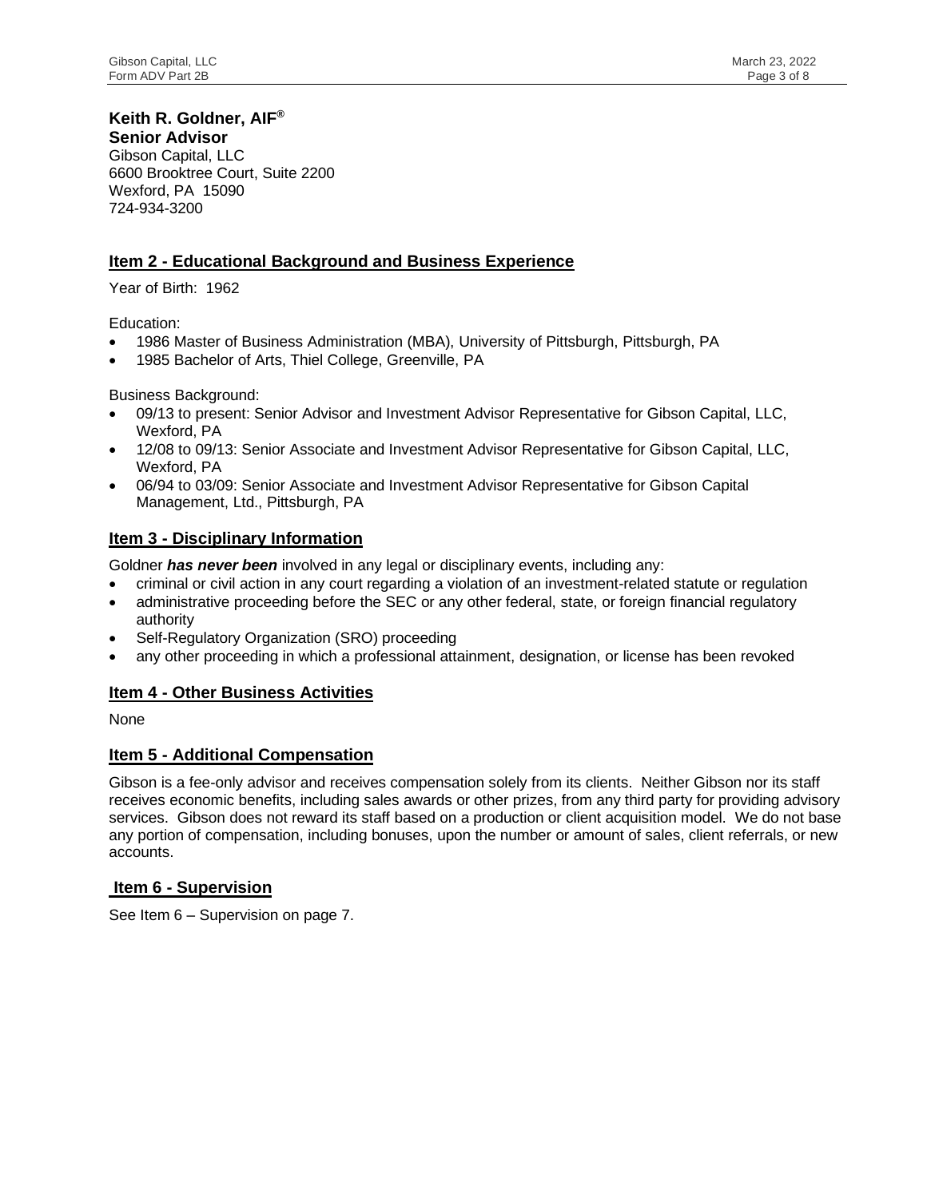**Keith R. Goldner, AIF®**
**Senior Advisor**
Gibson Capital, LLC
6600 Brooktree Court, Suite 2200
Wexford, PA 15090
724-934-3200

## Item 2 - Educational Background and Business Experience

Year of Birth: 1962

Education:

- 1986 Master of Business Administration (MBA), University of Pittsburgh, Pittsburgh, PA
- 1985 Bachelor of Arts, Thiel College, Greenville, PA

Business Background:

- 09/13 to present: Senior Advisor and Investment Advisor Representative for Gibson Capital, LLC, Wexford, PA
- 12/08 to 09/13: Senior Associate and Investment Advisor Representative for Gibson Capital, LLC, Wexford, PA
- 06/94 to 03/09: Senior Associate and Investment Advisor Representative for Gibson Capital Management, Ltd., Pittsburgh, PA

## Item 3 - Disciplinary Information

Goldner ***has never been*** involved in any legal or disciplinary events, including any:

- criminal or civil action in any court regarding a violation of an investment-related statute or regulation
- administrative proceeding before the SEC or any other federal, state, or foreign financial regulatory authority
- Self-Regulatory Organization (SRO) proceeding
- any other proceeding in which a professional attainment, designation, or license has been revoked

## Item 4 - Other Business Activities

None

## Item 5 - Additional Compensation

Gibson is a fee-only advisor and receives compensation solely from its clients. Neither Gibson nor its staff receives economic benefits, including sales awards or other prizes, from any third party for providing advisory services. Gibson does not reward its staff based on a production or client acquisition model. We do not base any portion of compensation, including bonuses, upon the number or amount of sales, client referrals, or new accounts.

## Item 6 - Supervision

See Item 6 – Supervision on page 7.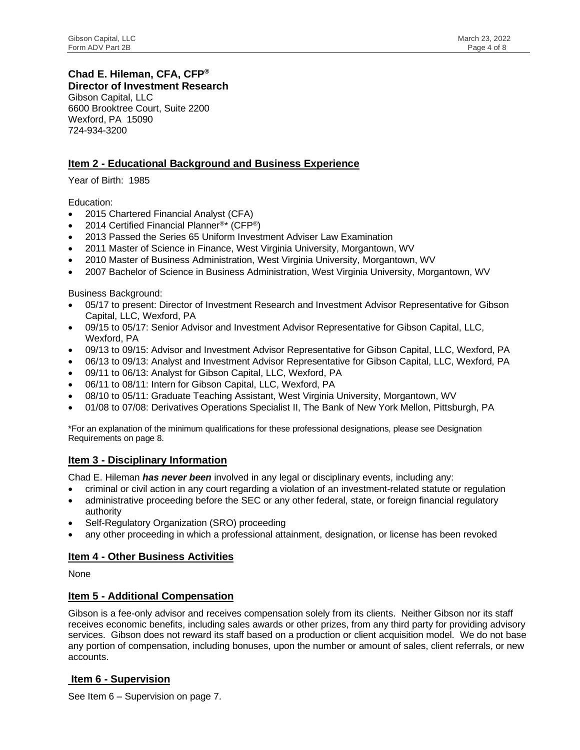**Chad E. Hileman, CFA, CFP®**
**Director of Investment Research**
Gibson Capital, LLC
6600 Brooktree Court, Suite 2200
Wexford, PA 15090
724-934-3200

## Item 2 - Educational Background and Business Experience

Year of Birth: 1985

Education:

- 2015 Chartered Financial Analyst (CFA)
- 2014 Certified Financial Planner®* (CFP®)
- 2013 Passed the Series 65 Uniform Investment Adviser Law Examination
- 2011 Master of Science in Finance, West Virginia University, Morgantown, WV
- 2010 Master of Business Administration, West Virginia University, Morgantown, WV
- 2007 Bachelor of Science in Business Administration, West Virginia University, Morgantown, WV

Business Background:

- 05/17 to present: Director of Investment Research and Investment Advisor Representative for Gibson Capital, LLC, Wexford, PA
- 09/15 to 05/17: Senior Advisor and Investment Advisor Representative for Gibson Capital, LLC, Wexford, PA
- 09/13 to 09/15: Advisor and Investment Advisor Representative for Gibson Capital, LLC, Wexford, PA
- 06/13 to 09/13: Analyst and Investment Advisor Representative for Gibson Capital, LLC, Wexford, PA
- 09/11 to 06/13: Analyst for Gibson Capital, LLC, Wexford, PA
- 06/11 to 08/11: Intern for Gibson Capital, LLC, Wexford, PA
- 08/10 to 05/11: Graduate Teaching Assistant, West Virginia University, Morgantown, WV
- 01/08 to 07/08: Derivatives Operations Specialist II, The Bank of New York Mellon, Pittsburgh, PA

*For an explanation of the minimum qualifications for these professional designations, please see Designation Requirements on page 8.

## Item 3 - Disciplinary Information

Chad E. Hileman ***has never been*** involved in any legal or disciplinary events, including any:

- criminal or civil action in any court regarding a violation of an investment-related statute or regulation
- administrative proceeding before the SEC or any other federal, state, or foreign financial regulatory authority
- Self-Regulatory Organization (SRO) proceeding
- any other proceeding in which a professional attainment, designation, or license has been revoked

## Item 4 - Other Business Activities

None

## Item 5 - Additional Compensation

Gibson is a fee-only advisor and receives compensation solely from its clients. Neither Gibson nor its staff receives economic benefits, including sales awards or other prizes, from any third party for providing advisory services. Gibson does not reward its staff based on a production or client acquisition model. We do not base any portion of compensation, including bonuses, upon the number or amount of sales, client referrals, or new accounts.

## Item 6 - Supervision

See Item 6 – Supervision on page 7.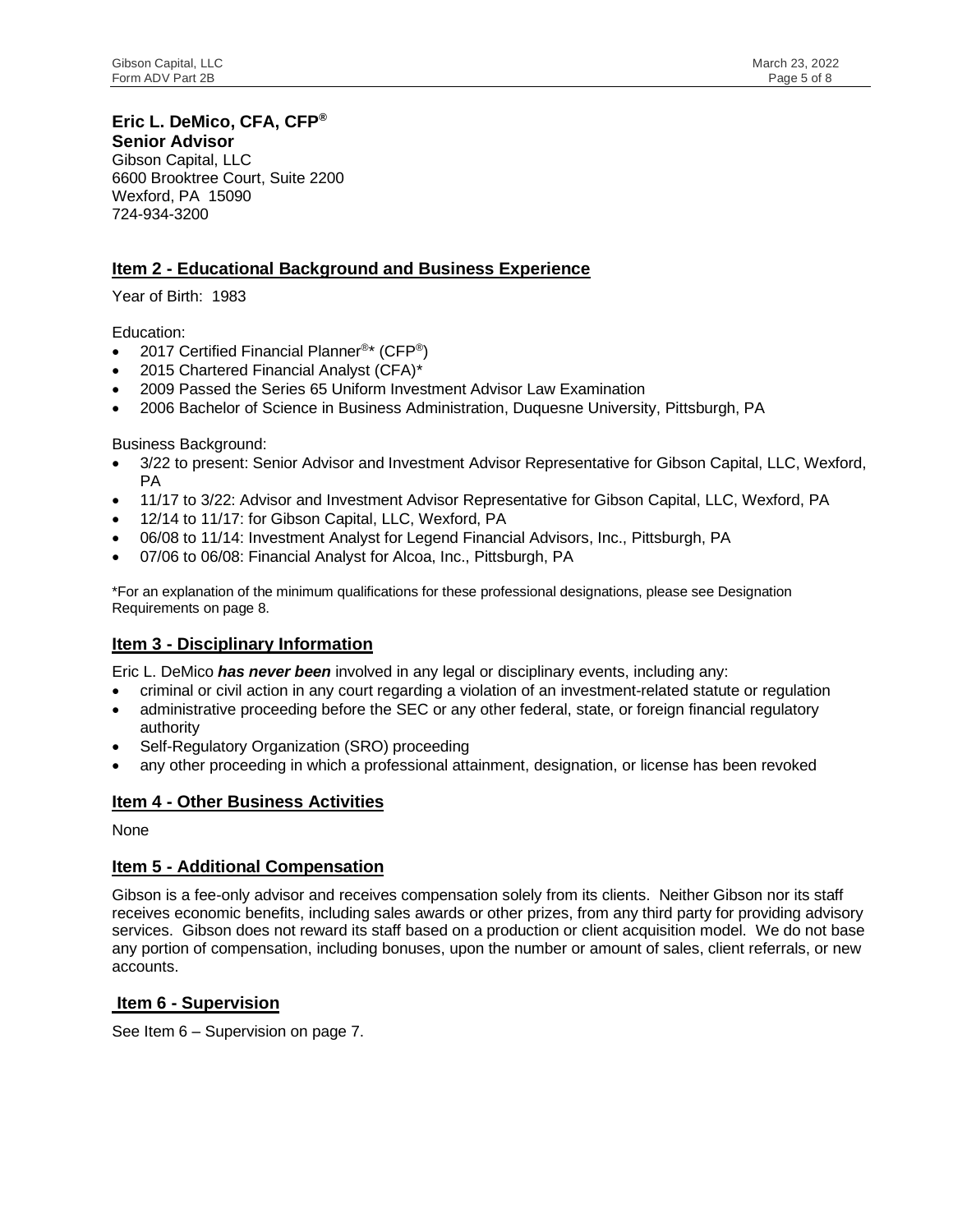**Eric L. DeMico, CFA, CFP®**
**Senior Advisor**
Gibson Capital, LLC
6600 Brooktree Court, Suite 2200
Wexford, PA 15090
724-934-3200

## Item 2 - Educational Background and Business Experience

Year of Birth: 1983

Education:

- 2017 Certified Financial Planner®* (CFP®)
- 2015 Chartered Financial Analyst (CFA)*
- 2009 Passed the Series 65 Uniform Investment Advisor Law Examination
- 2006 Bachelor of Science in Business Administration, Duquesne University, Pittsburgh, PA

Business Background:

- 3/22 to present: Senior Advisor and Investment Advisor Representative for Gibson Capital, LLC, Wexford, PA
- 11/17 to 3/22: Advisor and Investment Advisor Representative for Gibson Capital, LLC, Wexford, PA
- 12/14 to 11/17: for Gibson Capital, LLC, Wexford, PA
- 06/08 to 11/14: Investment Analyst for Legend Financial Advisors, Inc., Pittsburgh, PA
- 07/06 to 06/08: Financial Analyst for Alcoa, Inc., Pittsburgh, PA

*For an explanation of the minimum qualifications for these professional designations, please see Designation Requirements on page 8.

## Item 3 - Disciplinary Information

Eric L. DeMico ***has never been*** involved in any legal or disciplinary events, including any:

- criminal or civil action in any court regarding a violation of an investment-related statute or regulation
- administrative proceeding before the SEC or any other federal, state, or foreign financial regulatory authority
- Self-Regulatory Organization (SRO) proceeding
- any other proceeding in which a professional attainment, designation, or license has been revoked

## Item 4 - Other Business Activities

None

## Item 5 - Additional Compensation

Gibson is a fee-only advisor and receives compensation solely from its clients. Neither Gibson nor its staff receives economic benefits, including sales awards or other prizes, from any third party for providing advisory services. Gibson does not reward its staff based on a production or client acquisition model. We do not base any portion of compensation, including bonuses, upon the number or amount of sales, client referrals, or new accounts.

## Item 6 - Supervision

See Item 6 – Supervision on page 7.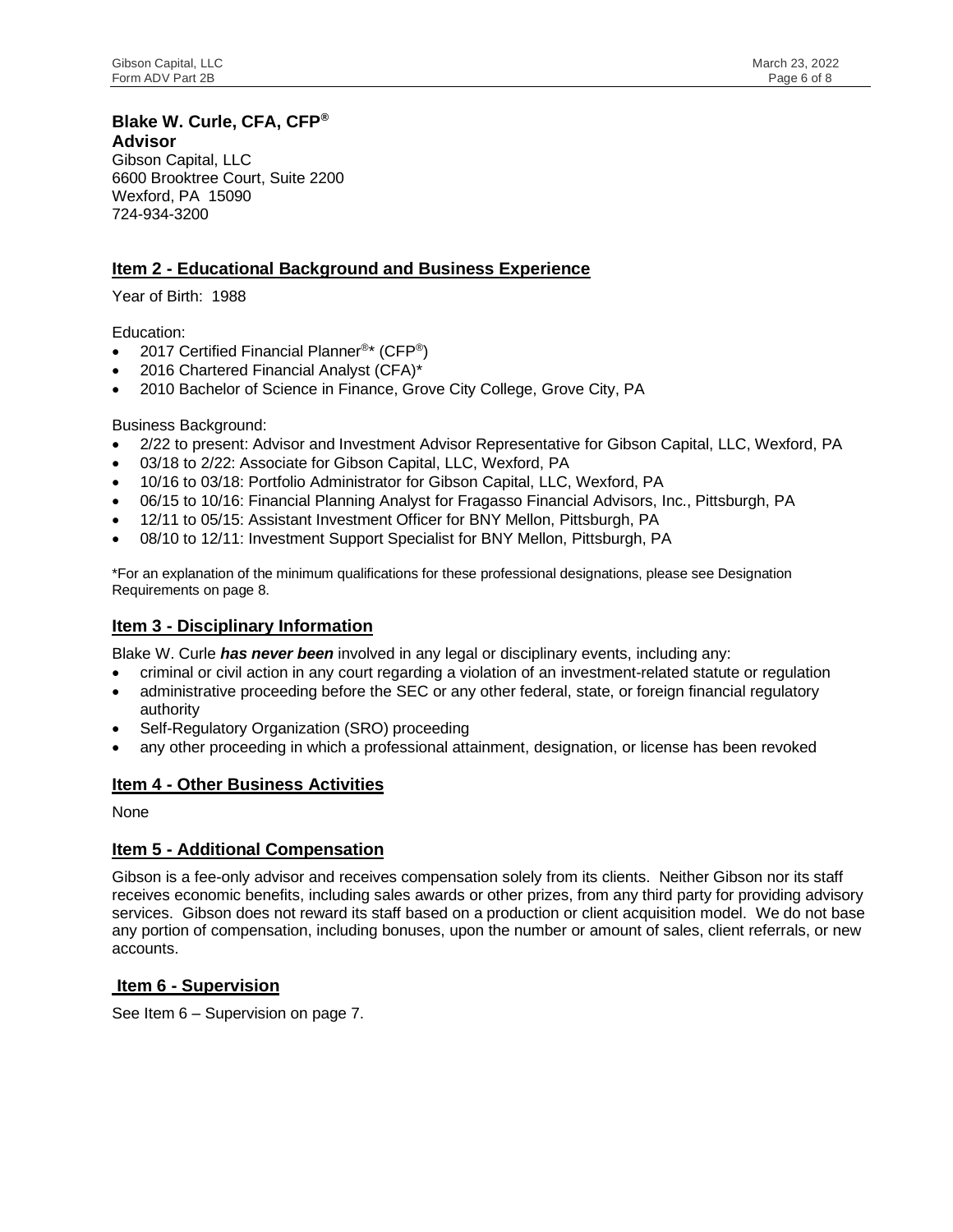**Blake W. Curle, CFA, CFP®**
**Advisor**
Gibson Capital, LLC
6600 Brooktree Court, Suite 2200
Wexford, PA 15090
724-934-3200

## Item 2 - Educational Background and Business Experience

Year of Birth: 1988

Education:

- 2017 Certified Financial Planner®* (CFP®)
- 2016 Chartered Financial Analyst (CFA)*
- 2010 Bachelor of Science in Finance, Grove City College, Grove City, PA

Business Background:

- 2/22 to present: Advisor and Investment Advisor Representative for Gibson Capital, LLC, Wexford, PA
- 03/18 to 2/22: Associate for Gibson Capital, LLC, Wexford, PA
- 10/16 to 03/18: Portfolio Administrator for Gibson Capital, LLC, Wexford, PA
- 06/15 to 10/16: Financial Planning Analyst for Fragasso Financial Advisors, Inc., Pittsburgh, PA
- 12/11 to 05/15: Assistant Investment Officer for BNY Mellon, Pittsburgh, PA
- 08/10 to 12/11: Investment Support Specialist for BNY Mellon, Pittsburgh, PA

*For an explanation of the minimum qualifications for these professional designations, please see Designation Requirements on page 8.

## Item 3 - Disciplinary Information

Blake W. Curle ***has never been*** involved in any legal or disciplinary events, including any:

- criminal or civil action in any court regarding a violation of an investment-related statute or regulation
- administrative proceeding before the SEC or any other federal, state, or foreign financial regulatory authority
- Self-Regulatory Organization (SRO) proceeding
- any other proceeding in which a professional attainment, designation, or license has been revoked

## Item 4 - Other Business Activities

None

## Item 5 - Additional Compensation

Gibson is a fee-only advisor and receives compensation solely from its clients. Neither Gibson nor its staff receives economic benefits, including sales awards or other prizes, from any third party for providing advisory services. Gibson does not reward its staff based on a production or client acquisition model. We do not base any portion of compensation, including bonuses, upon the number or amount of sales, client referrals, or new accounts.

## Item 6 - Supervision

See Item 6 – Supervision on page 7.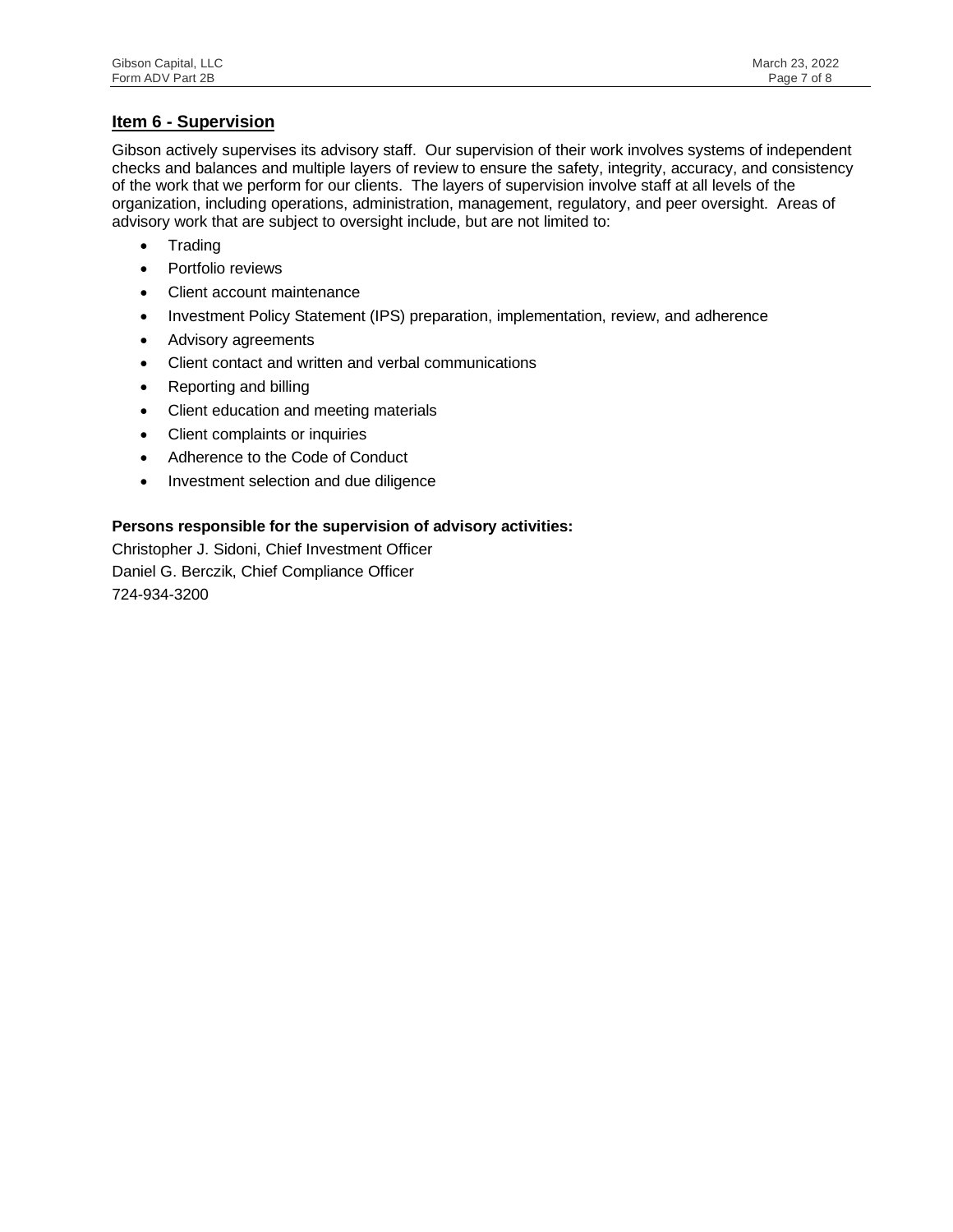## Item 6 - Supervision

Gibson actively supervises its advisory staff. Our supervision of their work involves systems of independent checks and balances and multiple layers of review to ensure the safety, integrity, accuracy, and consistency of the work that we perform for our clients. The layers of supervision involve staff at all levels of the organization, including operations, administration, management, regulatory, and peer oversight. Areas of advisory work that are subject to oversight include, but are not limited to:

- Trading
- Portfolio reviews
- Client account maintenance
- Investment Policy Statement (IPS) preparation, implementation, review, and adherence
- Advisory agreements
- Client contact and written and verbal communications
- Reporting and billing
- Client education and meeting materials
- Client complaints or inquiries
- Adherence to the Code of Conduct
- Investment selection and due diligence

**Persons responsible for the supervision of advisory activities:**

Christopher J. Sidoni, Chief Investment Officer
Daniel G. Berczik, Chief Compliance Officer
724-934-3200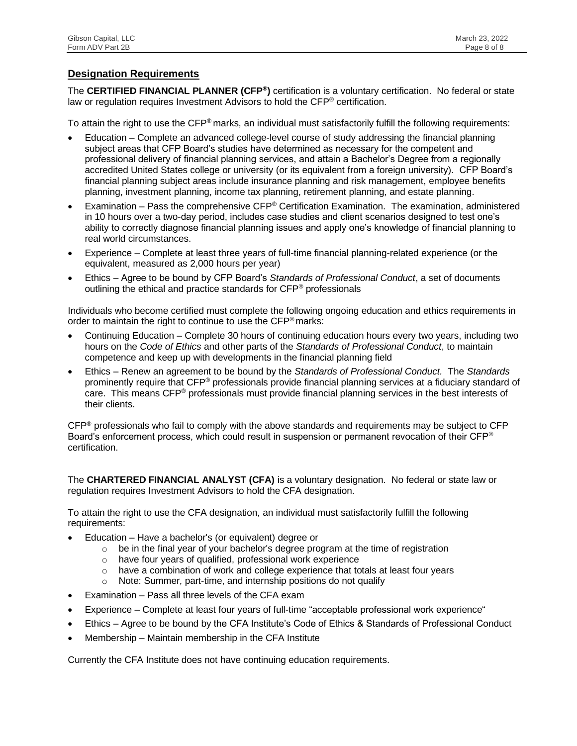## Designation Requirements

The **CERTIFIED FINANCIAL PLANNER (CFP®)** certification is a voluntary certification. No federal or state law or regulation requires Investment Advisors to hold the CFP® certification.

To attain the right to use the CFP® marks, an individual must satisfactorily fulfill the following requirements:

- Education – Complete an advanced college-level course of study addressing the financial planning subject areas that CFP Board's studies have determined as necessary for the competent and professional delivery of financial planning services, and attain a Bachelor's Degree from a regionally accredited United States college or university (or its equivalent from a foreign university). CFP Board's financial planning subject areas include insurance planning and risk management, employee benefits planning, investment planning, income tax planning, retirement planning, and estate planning.
- Examination – Pass the comprehensive CFP® Certification Examination. The examination, administered in 10 hours over a two-day period, includes case studies and client scenarios designed to test one's ability to correctly diagnose financial planning issues and apply one's knowledge of financial planning to real world circumstances.
- Experience – Complete at least three years of full-time financial planning-related experience (or the equivalent, measured as 2,000 hours per year)
- Ethics – Agree to be bound by CFP Board's *Standards of Professional Conduct*, a set of documents outlining the ethical and practice standards for CFP® professionals

Individuals who become certified must complete the following ongoing education and ethics requirements in order to maintain the right to continue to use the CFP® marks:

- Continuing Education – Complete 30 hours of continuing education hours every two years, including two hours on the *Code of Ethics* and other parts of the *Standards of Professional Conduct*, to maintain competence and keep up with developments in the financial planning field
- Ethics – Renew an agreement to be bound by the *Standards of Professional Conduct.* The *Standards* prominently require that CFP® professionals provide financial planning services at a fiduciary standard of care. This means CFP® professionals must provide financial planning services in the best interests of their clients.

CFP® professionals who fail to comply with the above standards and requirements may be subject to CFP Board's enforcement process, which could result in suspension or permanent revocation of their CFP® certification.

The **CHARTERED FINANCIAL ANALYST (CFA)** is a voluntary designation. No federal or state law or regulation requires Investment Advisors to hold the CFA designation.

To attain the right to use the CFA designation, an individual must satisfactorily fulfill the following requirements:

- Education – Have a bachelor's (or equivalent) degree or
  - be in the final year of your bachelor's degree program at the time of registration
  - have four years of qualified, professional work experience
  - have a combination of work and college experience that totals at least four years
  - Note: Summer, part-time, and internship positions do not qualify
- Examination – Pass all three levels of the CFA exam
- Experience – Complete at least four years of full-time "acceptable professional work experience"
- Ethics – Agree to be bound by the CFA Institute's Code of Ethics & Standards of Professional Conduct
- Membership – Maintain membership in the CFA Institute

Currently the CFA Institute does not have continuing education requirements.